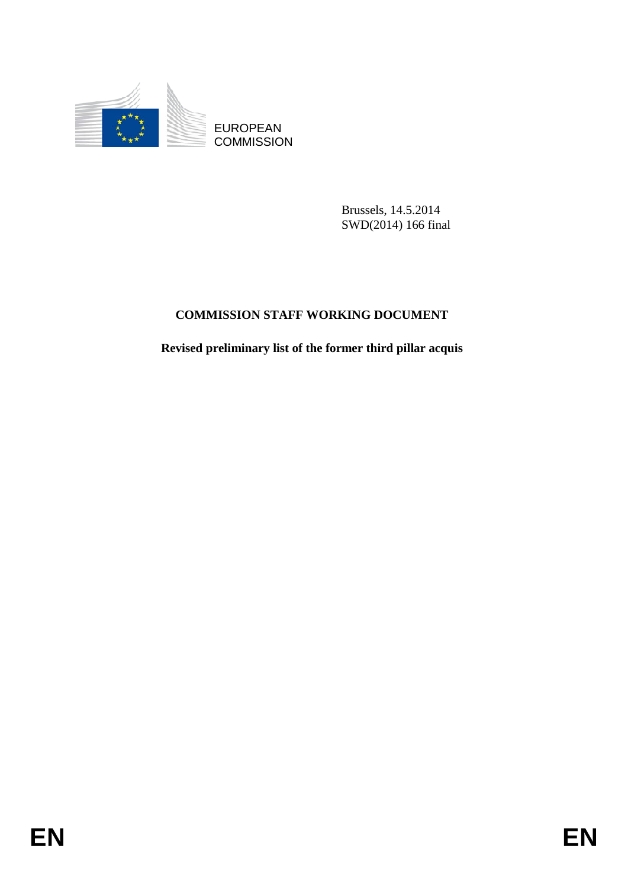EUROPEAN COMMISSION

Brussels, 14.5.2014
SWD(2014) 166 final

# COMMISSION STAFF WORKING DOCUMENT

## Revised preliminary list of the former third pillar acquis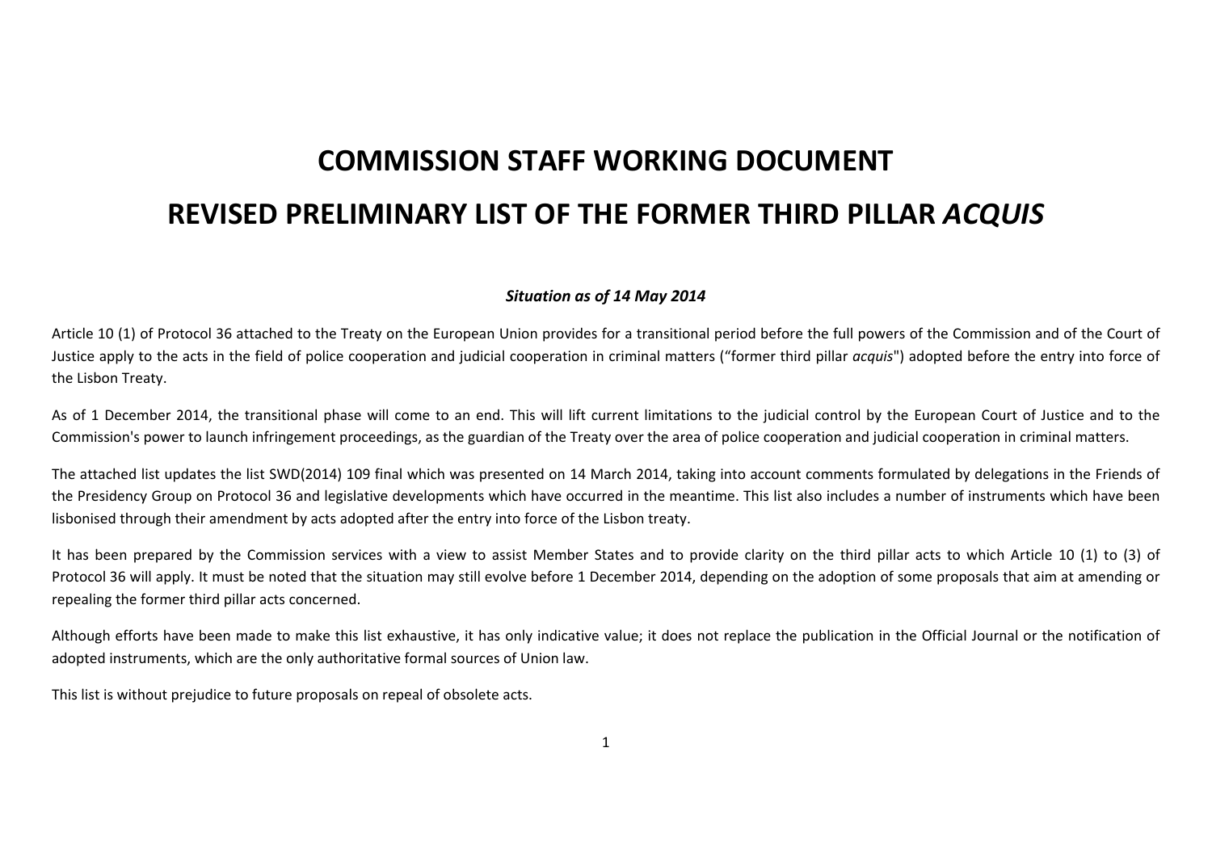# COMMISSION STAFF WORKING DOCUMENT

# REVISED PRELIMINARY LIST OF THE FORMER THIRD PILLAR *ACQUIS*

***Situation as of 14 May 2014***

Article 10 (1) of Protocol 36 attached to the Treaty on the European Union provides for a transitional period before the full powers of the Commission and of the Court of Justice apply to the acts in the field of police cooperation and judicial cooperation in criminal matters ("former third pillar *acquis*") adopted before the entry into force of the Lisbon Treaty.

As of 1 December 2014, the transitional phase will come to an end. This will lift current limitations to the judicial control by the European Court of Justice and to the Commission's power to launch infringement proceedings, as the guardian of the Treaty over the area of police cooperation and judicial cooperation in criminal matters.

The attached list updates the list SWD(2014) 109 final which was presented on 14 March 2014, taking into account comments formulated by delegations in the Friends of the Presidency Group on Protocol 36 and legislative developments which have occurred in the meantime. This list also includes a number of instruments which have been lisbonised through their amendment by acts adopted after the entry into force of the Lisbon treaty.

It has been prepared by the Commission services with a view to assist Member States and to provide clarity on the third pillar acts to which Article 10 (1) to (3) of Protocol 36 will apply. It must be noted that the situation may still evolve before 1 December 2014, depending on the adoption of some proposals that aim at amending or repealing the former third pillar acts concerned.

Although efforts have been made to make this list exhaustive, it has only indicative value; it does not replace the publication in the Official Journal or the notification of adopted instruments, which are the only authoritative formal sources of Union law.

This list is without prejudice to future proposals on repeal of obsolete acts.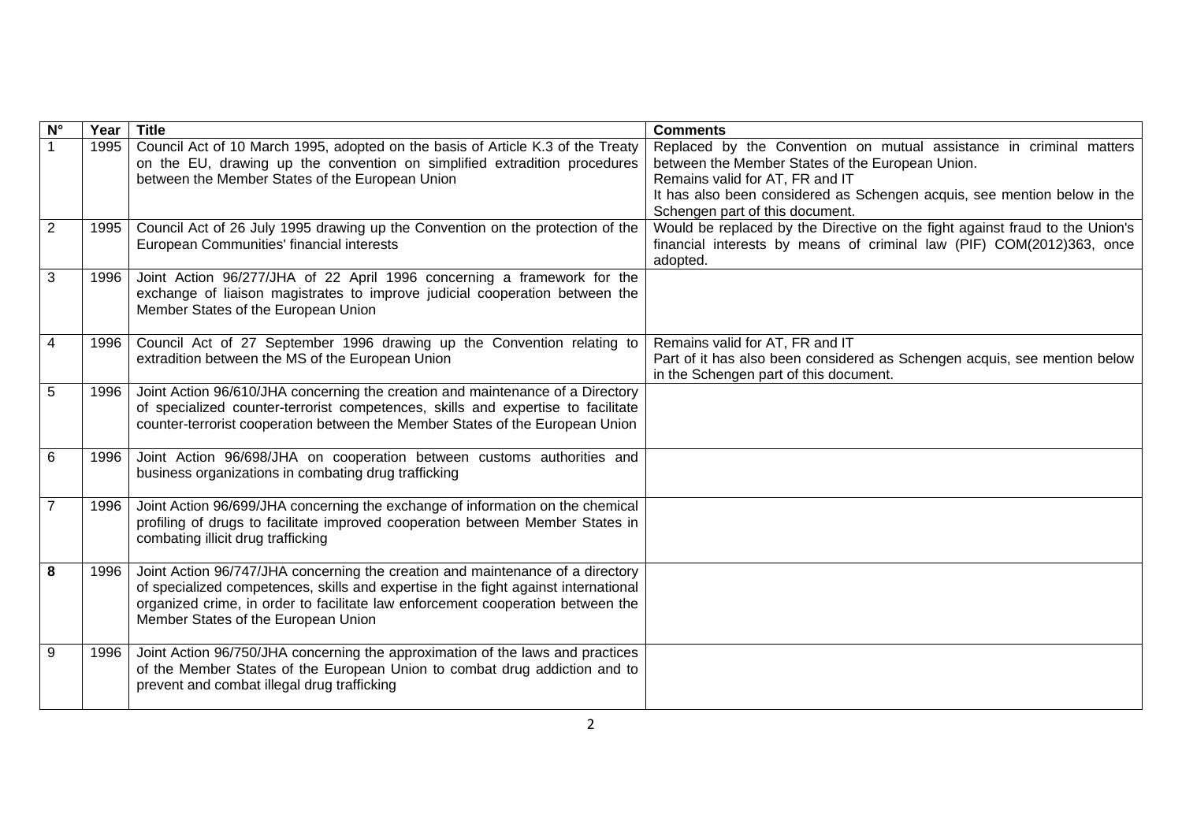| N° | Year | Title | Comments |
|---|---|---|---|
| 1 | 1995 | Council Act of 10 March 1995, adopted on the basis of Article K.3 of the Treaty on the EU, drawing up the convention on simplified extradition procedures between the Member States of the European Union | Replaced by the Convention on mutual assistance in criminal matters between the Member States of the European Union. Remains valid for AT, FR and IT It has also been considered as Schengen acquis, see mention below in the Schengen part of this document. |
| 2 | 1995 | Council Act of 26 July 1995 drawing up the Convention on the protection of the European Communities' financial interests | Would be replaced by the Directive on the fight against fraud to the Union's financial interests by means of criminal law (PIF) COM(2012)363, once adopted. |
| 3 | 1996 | Joint Action 96/277/JHA of 22 April 1996 concerning a framework for the exchange of liaison magistrates to improve judicial cooperation between the Member States of the European Union | |
| 4 | 1996 | Council Act of 27 September 1996 drawing up the Convention relating to extradition between the MS of the European Union | Remains valid for AT, FR and IT Part of it has also been considered as Schengen acquis, see mention below in the Schengen part of this document. |
| 5 | 1996 | Joint Action 96/610/JHA concerning the creation and maintenance of a Directory of specialized counter-terrorist competences, skills and expertise to facilitate counter-terrorist cooperation between the Member States of the European Union | |
| 6 | 1996 | Joint Action 96/698/JHA on cooperation between customs authorities and business organizations in combating drug trafficking | |
| 7 | 1996 | Joint Action 96/699/JHA concerning the exchange of information on the chemical profiling of drugs to facilitate improved cooperation between Member States in combating illicit drug trafficking | |
| **8** | 1996 | Joint Action 96/747/JHA concerning the creation and maintenance of a directory of specialized competences, skills and expertise in the fight against international organized crime, in order to facilitate law enforcement cooperation between the Member States of the European Union | |
| 9 | 1996 | Joint Action 96/750/JHA concerning the approximation of the laws and practices of the Member States of the European Union to combat drug addiction and to prevent and combat illegal drug trafficking | |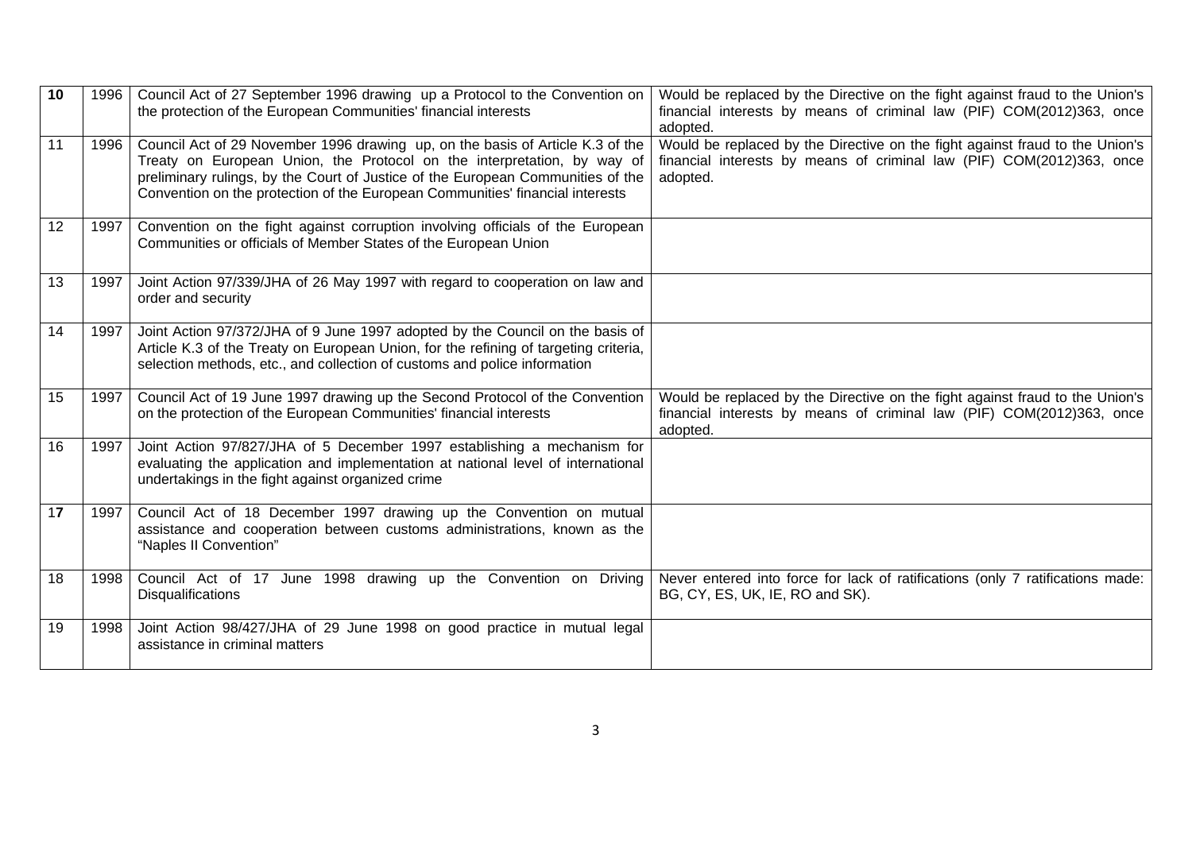| 10 | 1996 | Council Act of 27 September 1996 drawing up a Protocol to the Convention on the protection of the European Communities' financial interests | Would be replaced by the Directive on the fight against fraud to the Union's financial interests by means of criminal law (PIF) COM(2012)363, once adopted. |
|---|---|---|---|
| 11 | 1996 | Council Act of 29 November 1996 drawing up, on the basis of Article K.3 of the Treaty on European Union, the Protocol on the interpretation, by way of preliminary rulings, by the Court of Justice of the European Communities of the Convention on the protection of the European Communities' financial interests | Would be replaced by the Directive on the fight against fraud to the Union's financial interests by means of criminal law (PIF) COM(2012)363, once adopted. |
| 12 | 1997 | Convention on the fight against corruption involving officials of the European Communities or officials of Member States of the European Union | |
| 13 | 1997 | Joint Action 97/339/JHA of 26 May 1997 with regard to cooperation on law and order and security | |
| 14 | 1997 | Joint Action 97/372/JHA of 9 June 1997 adopted by the Council on the basis of Article K.3 of the Treaty on European Union, for the refining of targeting criteria, selection methods, etc., and collection of customs and police information | |
| 15 | 1997 | Council Act of 19 June 1997 drawing up the Second Protocol of the Convention on the protection of the European Communities' financial interests | Would be replaced by the Directive on the fight against fraud to the Union's financial interests by means of criminal law (PIF) COM(2012)363, once adopted. |
| 16 | 1997 | Joint Action 97/827/JHA of 5 December 1997 establishing a mechanism for evaluating the application and implementation at national level of international undertakings in the fight against organized crime | |
| 17 | 1997 | Council Act of 18 December 1997 drawing up the Convention on mutual assistance and cooperation between customs administrations, known as the "Naples II Convention" | |
| 18 | 1998 | Council Act of 17 June 1998 drawing up the Convention on Driving Disqualifications | Never entered into force for lack of ratifications (only 7 ratifications made: BG, CY, ES, UK, IE, RO and SK). |
| 19 | 1998 | Joint Action 98/427/JHA of 29 June 1998 on good practice in mutual legal assistance in criminal matters | |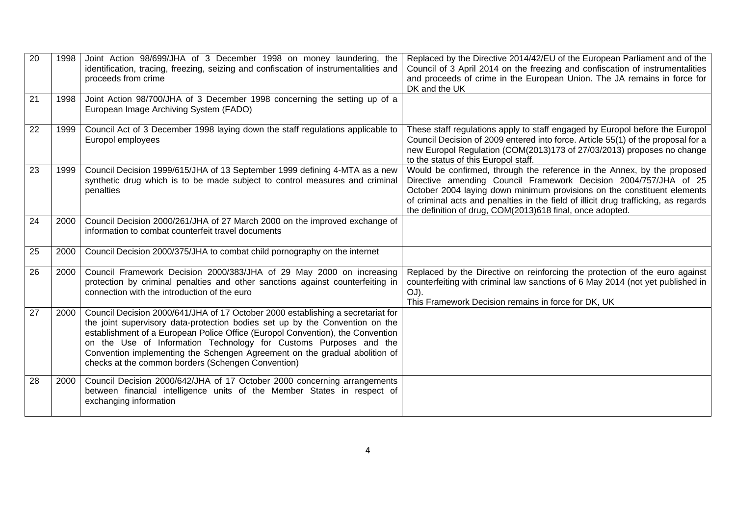| 20 | 1998 | Joint Action 98/699/JHA of 3 December 1998 on money laundering, the identification, tracing, freezing, seizing and confiscation of instrumentalities and proceeds from crime | Replaced by the Directive 2014/42/EU of the European Parliament and of the Council of 3 April 2014 on the freezing and confiscation of instrumentalities and proceeds of crime in the European Union. The JA remains in force for DK and the UK |
|---|---|---|---|
| 21 | 1998 | Joint Action 98/700/JHA of 3 December 1998 concerning the setting up of a European Image Archiving System (FADO) | |
| 22 | 1999 | Council Act of 3 December 1998 laying down the staff regulations applicable to Europol employees | These staff regulations apply to staff engaged by Europol before the Europol Council Decision of 2009 entered into force. Article 55(1) of the proposal for a new Europol Regulation (COM(2013)173 of 27/03/2013) proposes no change to the status of this Europol staff. |
| 23 | 1999 | Council Decision 1999/615/JHA of 13 September 1999 defining 4-MTA as a new synthetic drug which is to be made subject to control measures and criminal penalties | Would be confirmed, through the reference in the Annex, by the proposed Directive amending Council Framework Decision 2004/757/JHA of 25 October 2004 laying down minimum provisions on the constituent elements of criminal acts and penalties in the field of illicit drug trafficking, as regards the definition of drug, COM(2013)618 final, once adopted. |
| 24 | 2000 | Council Decision 2000/261/JHA of 27 March 2000 on the improved exchange of information to combat counterfeit travel documents | |
| 25 | 2000 | Council Decision 2000/375/JHA to combat child pornography on the internet | |
| 26 | 2000 | Council Framework Decision 2000/383/JHA of 29 May 2000 on increasing protection by criminal penalties and other sanctions against counterfeiting in connection with the introduction of the euro | Replaced by the Directive on reinforcing the protection of the euro against counterfeiting with criminal law sanctions of 6 May 2014 (not yet published in OJ).<br>This Framework Decision remains in force for DK, UK |
| 27 | 2000 | Council Decision 2000/641/JHA of 17 October 2000 establishing a secretariat for the joint supervisory data-protection bodies set up by the Convention on the establishment of a European Police Office (Europol Convention), the Convention on the Use of Information Technology for Customs Purposes and the Convention implementing the Schengen Agreement on the gradual abolition of checks at the common borders (Schengen Convention) | |
| 28 | 2000 | Council Decision 2000/642/JHA of 17 October 2000 concerning arrangements between financial intelligence units of the Member States in respect of exchanging information | |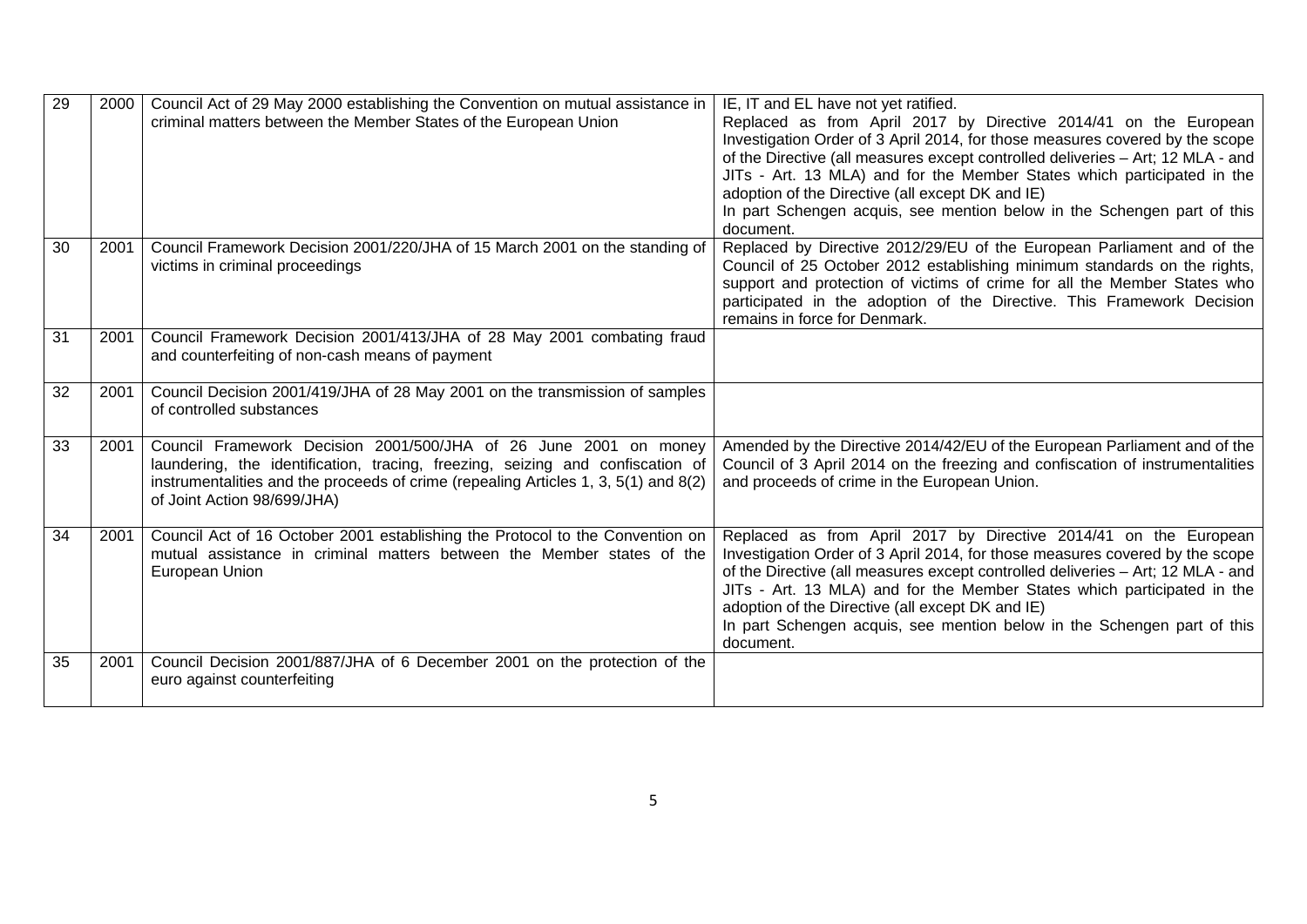| | | | |
|---|---|---|---|
| 29 | 2000 | Council Act of 29 May 2000 establishing the Convention on mutual assistance in criminal matters between the Member States of the European Union | IE, IT and EL have not yet ratified.<br>Replaced as from April 2017 by Directive 2014/41 on the European Investigation Order of 3 April 2014, for those measures covered by the scope of the Directive (all measures except controlled deliveries – Art; 12 MLA - and JITs - Art. 13 MLA) and for the Member States which participated in the adoption of the Directive (all except DK and IE)<br>In part Schengen acquis, see mention below in the Schengen part of this document. |
| 30 | 2001 | Council Framework Decision 2001/220/JHA of 15 March 2001 on the standing of victims in criminal proceedings | Replaced by Directive 2012/29/EU of the European Parliament and of the Council of 25 October 2012 establishing minimum standards on the rights, support and protection of victims of crime for all the Member States who participated in the adoption of the Directive. This Framework Decision remains in force for Denmark. |
| 31 | 2001 | Council Framework Decision 2001/413/JHA of 28 May 2001 combating fraud and counterfeiting of non-cash means of payment | |
| 32 | 2001 | Council Decision 2001/419/JHA of 28 May 2001 on the transmission of samples of controlled substances | |
| 33 | 2001 | Council Framework Decision 2001/500/JHA of 26 June 2001 on money laundering, the identification, tracing, freezing, seizing and confiscation of instrumentalities and the proceeds of crime (repealing Articles 1, 3, 5(1) and 8(2) of Joint Action 98/699/JHA) | Amended by the Directive 2014/42/EU of the European Parliament and of the Council of 3 April 2014 on the freezing and confiscation of instrumentalities and proceeds of crime in the European Union. |
| 34 | 2001 | Council Act of 16 October 2001 establishing the Protocol to the Convention on mutual assistance in criminal matters between the Member states of the European Union | Replaced as from April 2017 by Directive 2014/41 on the European Investigation Order of 3 April 2014, for those measures covered by the scope of the Directive (all measures except controlled deliveries – Art; 12 MLA - and JITs - Art. 13 MLA) and for the Member States which participated in the adoption of the Directive (all except DK and IE)<br>In part Schengen acquis, see mention below in the Schengen part of this document. |
| 35 | 2001 | Council Decision 2001/887/JHA of 6 December 2001 on the protection of the euro against counterfeiting | |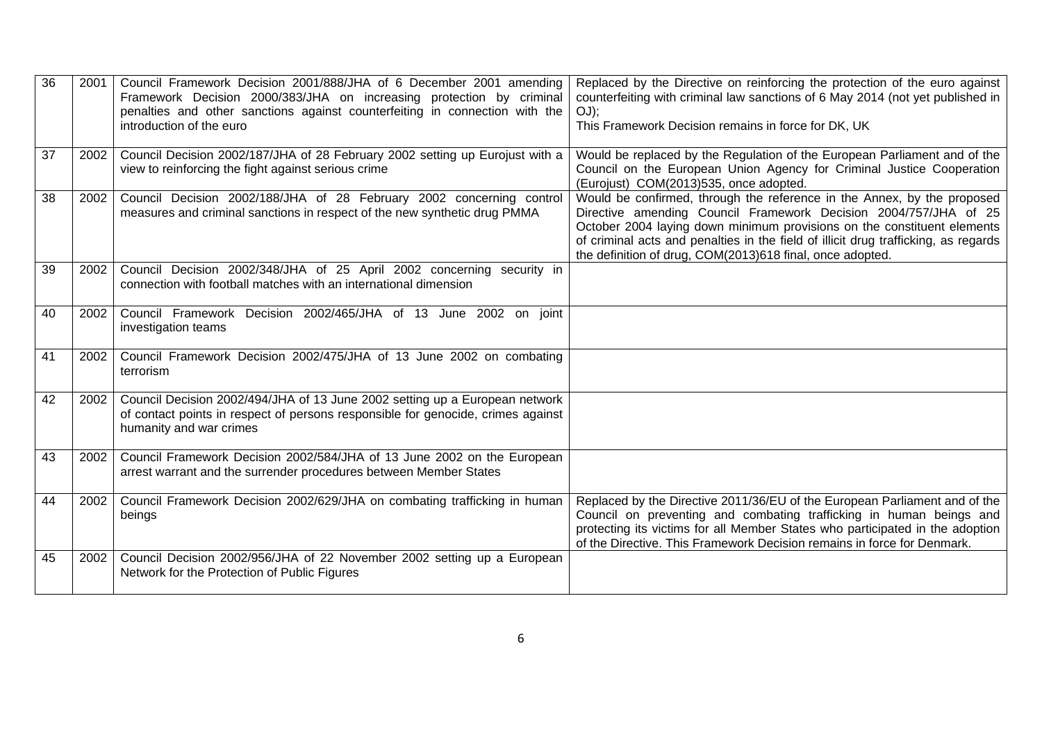| | | | |
|---|---|---|---|
| 36 | 2001 | Council Framework Decision 2001/888/JHA of 6 December 2001 amending Framework Decision 2000/383/JHA on increasing protection by criminal penalties and other sanctions against counterfeiting in connection with the introduction of the euro | Replaced by the Directive on reinforcing the protection of the euro against counterfeiting with criminal law sanctions of 6 May 2014 (not yet published in OJ);<br>This Framework Decision remains in force for DK, UK |
| 37 | 2002 | Council Decision 2002/187/JHA of 28 February 2002 setting up Eurojust with a view to reinforcing the fight against serious crime | Would be replaced by the Regulation of the European Parliament and of the Council on the European Union Agency for Criminal Justice Cooperation (Eurojust) COM(2013)535, once adopted. |
| 38 | 2002 | Council Decision 2002/188/JHA of 28 February 2002 concerning control measures and criminal sanctions in respect of the new synthetic drug PMMA | Would be confirmed, through the reference in the Annex, by the proposed Directive amending Council Framework Decision 2004/757/JHA of 25 October 2004 laying down minimum provisions on the constituent elements of criminal acts and penalties in the field of illicit drug trafficking, as regards the definition of drug, COM(2013)618 final, once adopted. |
| 39 | 2002 | Council Decision 2002/348/JHA of 25 April 2002 concerning security in connection with football matches with an international dimension | |
| 40 | 2002 | Council Framework Decision 2002/465/JHA of 13 June 2002 on joint investigation teams | |
| 41 | 2002 | Council Framework Decision 2002/475/JHA of 13 June 2002 on combating terrorism | |
| 42 | 2002 | Council Decision 2002/494/JHA of 13 June 2002 setting up a European network of contact points in respect of persons responsible for genocide, crimes against humanity and war crimes | |
| 43 | 2002 | Council Framework Decision 2002/584/JHA of 13 June 2002 on the European arrest warrant and the surrender procedures between Member States | |
| 44 | 2002 | Council Framework Decision 2002/629/JHA on combating trafficking in human beings | Replaced by the Directive 2011/36/EU of the European Parliament and of the Council on preventing and combating trafficking in human beings and protecting its victims for all Member States who participated in the adoption of the Directive. This Framework Decision remains in force for Denmark. |
| 45 | 2002 | Council Decision 2002/956/JHA of 22 November 2002 setting up a European Network for the Protection of Public Figures | |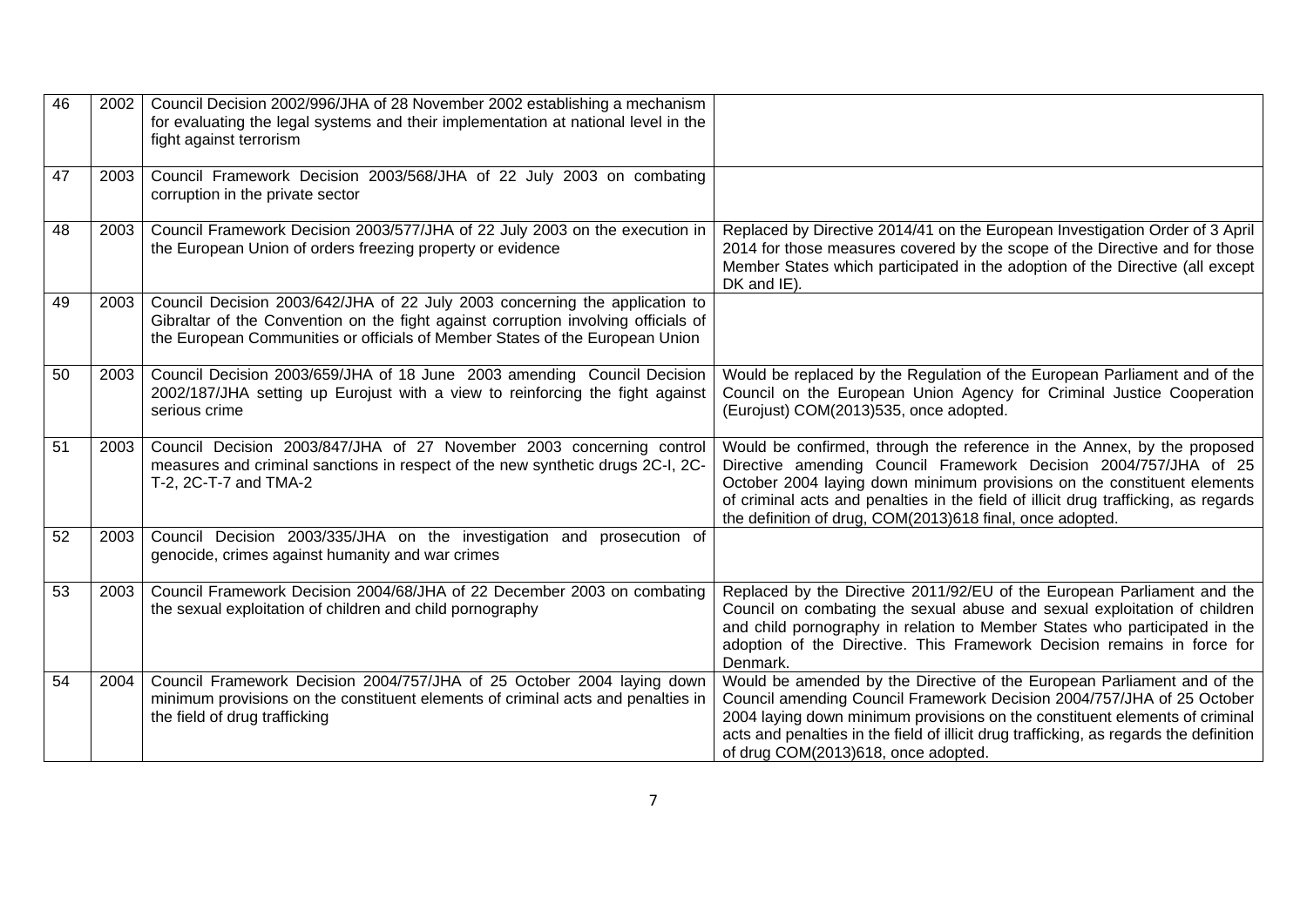| 46 | 2002 | Council Decision 2002/996/JHA of 28 November 2002 establishing a mechanism for evaluating the legal systems and their implementation at national level in the fight against terrorism | |
|---|---|---|---|
| 47 | 2003 | Council Framework Decision 2003/568/JHA of 22 July 2003 on combating corruption in the private sector | |
| 48 | 2003 | Council Framework Decision 2003/577/JHA of 22 July 2003 on the execution in the European Union of orders freezing property or evidence | Replaced by Directive 2014/41 on the European Investigation Order of 3 April 2014 for those measures covered by the scope of the Directive and for those Member States which participated in the adoption of the Directive (all except DK and IE). |
| 49 | 2003 | Council Decision 2003/642/JHA of 22 July 2003 concerning the application to Gibraltar of the Convention on the fight against corruption involving officials of the European Communities or officials of Member States of the European Union | |
| 50 | 2003 | Council Decision 2003/659/JHA of 18 June 2003 amending Council Decision 2002/187/JHA setting up Eurojust with a view to reinforcing the fight against serious crime | Would be replaced by the Regulation of the European Parliament and of the Council on the European Union Agency for Criminal Justice Cooperation (Eurojust) COM(2013)535, once adopted. |
| 51 | 2003 | Council Decision 2003/847/JHA of 27 November 2003 concerning control measures and criminal sanctions in respect of the new synthetic drugs 2C-I, 2C-T-2, 2C-T-7 and TMA-2 | Would be confirmed, through the reference in the Annex, by the proposed Directive amending Council Framework Decision 2004/757/JHA of 25 October 2004 laying down minimum provisions on the constituent elements of criminal acts and penalties in the field of illicit drug trafficking, as regards the definition of drug, COM(2013)618 final, once adopted. |
| 52 | 2003 | Council Decision 2003/335/JHA on the investigation and prosecution of genocide, crimes against humanity and war crimes | |
| 53 | 2003 | Council Framework Decision 2004/68/JHA of 22 December 2003 on combating the sexual exploitation of children and child pornography | Replaced by the Directive 2011/92/EU of the European Parliament and the Council on combating the sexual abuse and sexual exploitation of children and child pornography in relation to Member States who participated in the adoption of the Directive. This Framework Decision remains in force for Denmark. |
| 54 | 2004 | Council Framework Decision 2004/757/JHA of 25 October 2004 laying down minimum provisions on the constituent elements of criminal acts and penalties in the field of drug trafficking | Would be amended by the Directive of the European Parliament and of the Council amending Council Framework Decision 2004/757/JHA of 25 October 2004 laying down minimum provisions on the constituent elements of criminal acts and penalties in the field of illicit drug trafficking, as regards the definition of drug COM(2013)618, once adopted. |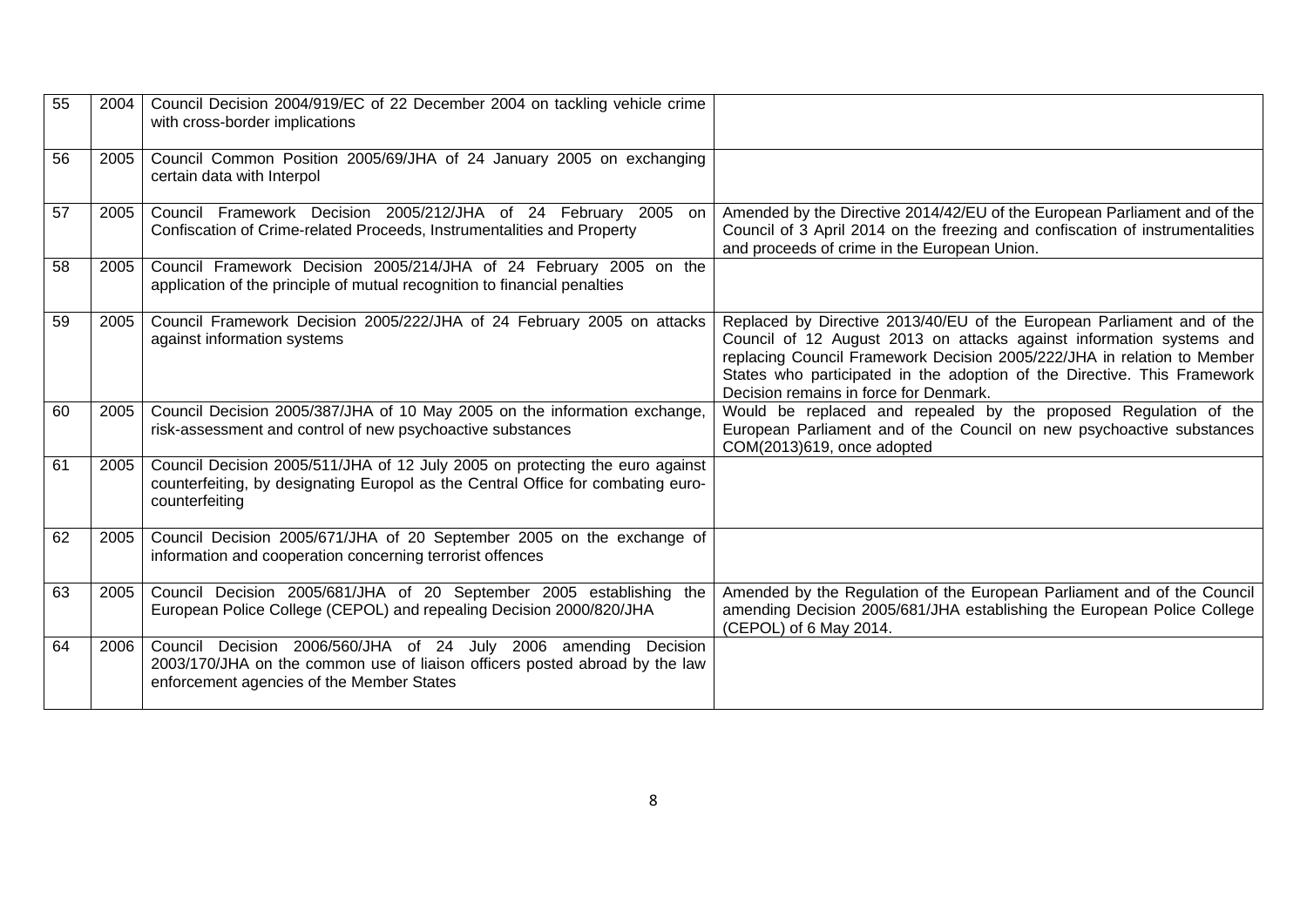| | | | |
|---|---|---|---|
| 55 | 2004 | Council Decision 2004/919/EC of 22 December 2004 on tackling vehicle crime with cross-border implications | |
| 56 | 2005 | Council Common Position 2005/69/JHA of 24 January 2005 on exchanging certain data with Interpol | |
| 57 | 2005 | Council Framework Decision 2005/212/JHA of 24 February 2005 on Confiscation of Crime-related Proceeds, Instrumentalities and Property | Amended by the Directive 2014/42/EU of the European Parliament and of the Council of 3 April 2014 on the freezing and confiscation of instrumentalities and proceeds of crime in the European Union. |
| 58 | 2005 | Council Framework Decision 2005/214/JHA of 24 February 2005 on the application of the principle of mutual recognition to financial penalties | |
| 59 | 2005 | Council Framework Decision 2005/222/JHA of 24 February 2005 on attacks against information systems | Replaced by Directive 2013/40/EU of the European Parliament and of the Council of 12 August 2013 on attacks against information systems and replacing Council Framework Decision 2005/222/JHA in relation to Member States who participated in the adoption of the Directive. This Framework Decision remains in force for Denmark. |
| 60 | 2005 | Council Decision 2005/387/JHA of 10 May 2005 on the information exchange, risk-assessment and control of new psychoactive substances | Would be replaced and repealed by the proposed Regulation of the European Parliament and of the Council on new psychoactive substances COM(2013)619, once adopted |
| 61 | 2005 | Council Decision 2005/511/JHA of 12 July 2005 on protecting the euro against counterfeiting, by designating Europol as the Central Office for combating euro-counterfeiting | |
| 62 | 2005 | Council Decision 2005/671/JHA of 20 September 2005 on the exchange of information and cooperation concerning terrorist offences | |
| 63 | 2005 | Council Decision 2005/681/JHA of 20 September 2005 establishing the European Police College (CEPOL) and repealing Decision 2000/820/JHA | Amended by the Regulation of the European Parliament and of the Council amending Decision 2005/681/JHA establishing the European Police College (CEPOL) of 6 May 2014. |
| 64 | 2006 | Council Decision 2006/560/JHA of 24 July 2006 amending Decision 2003/170/JHA on the common use of liaison officers posted abroad by the law enforcement agencies of the Member States | |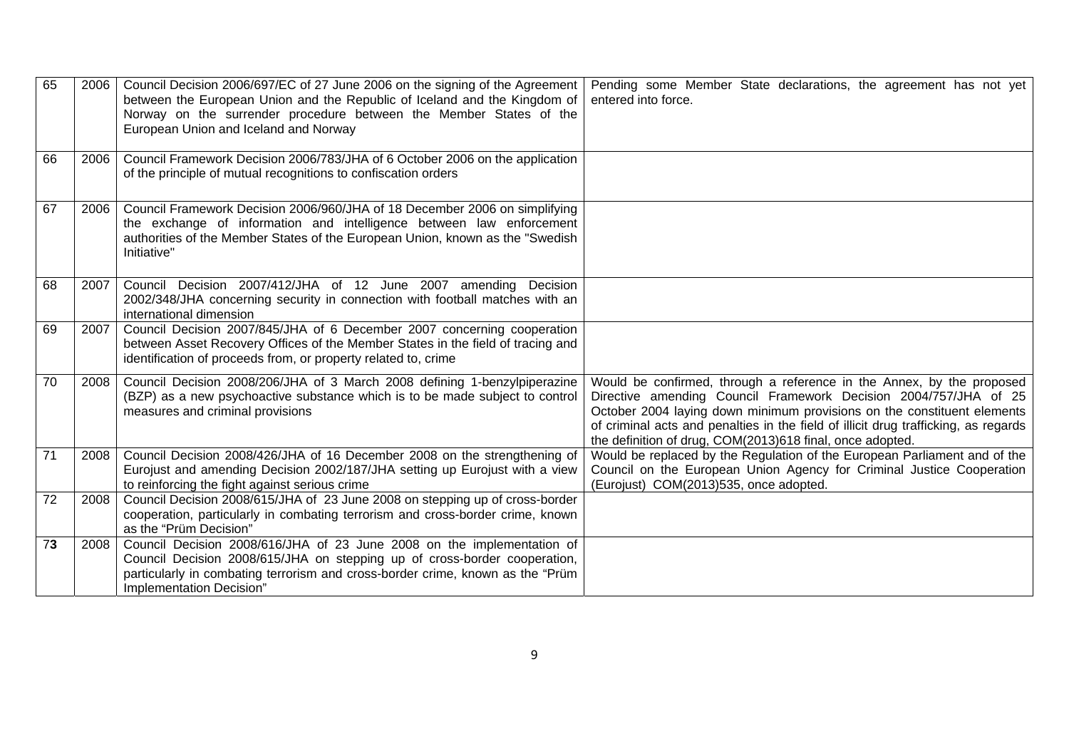| | | | |
|---|---|---|---|
| 65 | 2006 | Council Decision 2006/697/EC of 27 June 2006 on the signing of the Agreement between the European Union and the Republic of Iceland and the Kingdom of Norway on the surrender procedure between the Member States of the European Union and Iceland and Norway | Pending some Member State declarations, the agreement has not yet entered into force. |
| 66 | 2006 | Council Framework Decision 2006/783/JHA of 6 October 2006 on the application of the principle of mutual recognitions to confiscation orders | |
| 67 | 2006 | Council Framework Decision 2006/960/JHA of 18 December 2006 on simplifying the exchange of information and intelligence between law enforcement authorities of the Member States of the European Union, known as the "Swedish Initiative" | |
| 68 | 2007 | Council Decision 2007/412/JHA of 12 June 2007 amending Decision 2002/348/JHA concerning security in connection with football matches with an international dimension | |
| 69 | 2007 | Council Decision 2007/845/JHA of 6 December 2007 concerning cooperation between Asset Recovery Offices of the Member States in the field of tracing and identification of proceeds from, or property related to, crime | |
| 70 | 2008 | Council Decision 2008/206/JHA of 3 March 2008 defining 1-benzylpiperazine (BZP) as a new psychoactive substance which is to be made subject to control measures and criminal provisions | Would be confirmed, through a reference in the Annex, by the proposed Directive amending Council Framework Decision 2004/757/JHA of 25 October 2004 laying down minimum provisions on the constituent elements of criminal acts and penalties in the field of illicit drug trafficking, as regards the definition of drug, COM(2013)618 final, once adopted. |
| 71 | 2008 | Council Decision 2008/426/JHA of 16 December 2008 on the strengthening of Eurojust and amending Decision 2002/187/JHA setting up Eurojust with a view to reinforcing the fight against serious crime | Would be replaced by the Regulation of the European Parliament and of the Council on the European Union Agency for Criminal Justice Cooperation (Eurojust) COM(2013)535, once adopted. |
| 72 | 2008 | Council Decision 2008/615/JHA of 23 June 2008 on stepping up of cross-border cooperation, particularly in combating terrorism and cross-border crime, known as the "Prüm Decision" | |
| 73 | 2008 | Council Decision 2008/616/JHA of 23 June 2008 on the implementation of Council Decision 2008/615/JHA on stepping up of cross-border cooperation, particularly in combating terrorism and cross-border crime, known as the "Prüm Implementation Decision" | |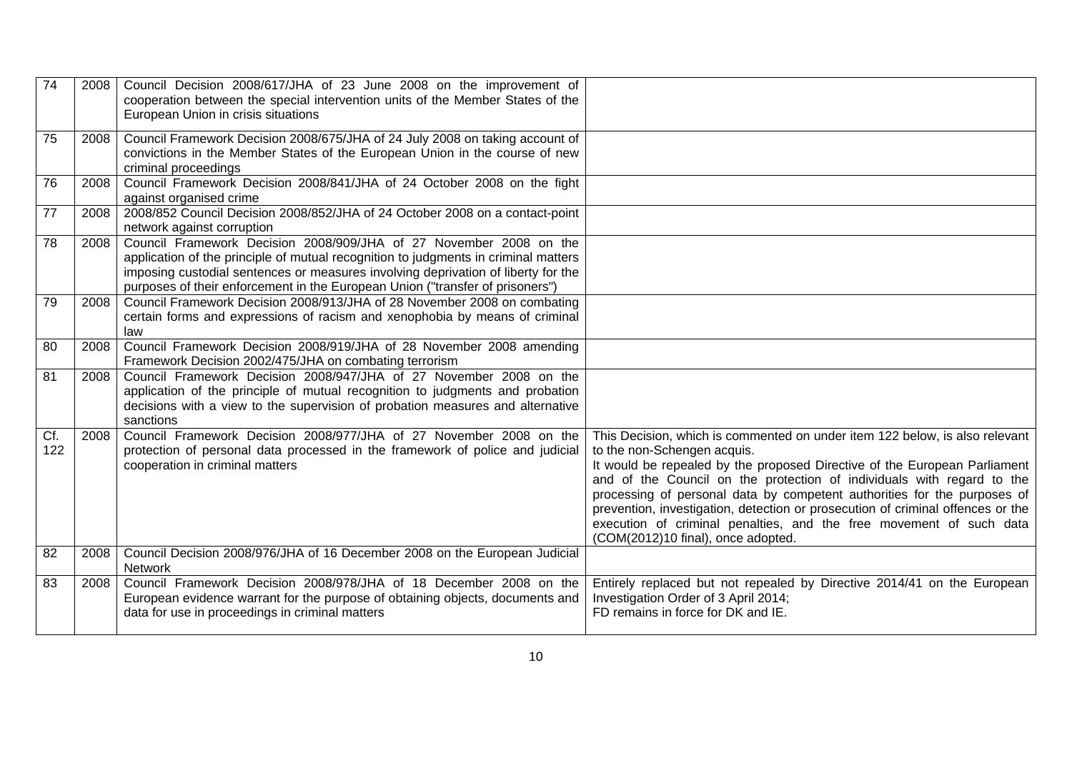| | | | |
|---|---|---|---|
| 74 | 2008 | Council Decision 2008/617/JHA of 23 June 2008 on the improvement of cooperation between the special intervention units of the Member States of the European Union in crisis situations | |
| 75 | 2008 | Council Framework Decision 2008/675/JHA of 24 July 2008 on taking account of convictions in the Member States of the European Union in the course of new criminal proceedings | |
| 76 | 2008 | Council Framework Decision 2008/841/JHA of 24 October 2008 on the fight against organised crime | |
| 77 | 2008 | 2008/852 Council Decision 2008/852/JHA of 24 October 2008 on a contact-point network against corruption | |
| 78 | 2008 | Council Framework Decision 2008/909/JHA of 27 November 2008 on the application of the principle of mutual recognition to judgments in criminal matters imposing custodial sentences or measures involving deprivation of liberty for the purposes of their enforcement in the European Union ("transfer of prisoners") | |
| 79 | 2008 | Council Framework Decision 2008/913/JHA of 28 November 2008 on combating certain forms and expressions of racism and xenophobia by means of criminal law | |
| 80 | 2008 | Council Framework Decision 2008/919/JHA of 28 November 2008 amending Framework Decision 2002/475/JHA on combating terrorism | |
| 81 | 2008 | Council Framework Decision 2008/947/JHA of 27 November 2008 on the application of the principle of mutual recognition to judgments and probation decisions with a view to the supervision of probation measures and alternative sanctions | |
| Cf. 122 | 2008 | Council Framework Decision 2008/977/JHA of 27 November 2008 on the protection of personal data processed in the framework of police and judicial cooperation in criminal matters | This Decision, which is commented on under item 122 below, is also relevant to the non-Schengen acquis.<br>It would be repealed by the proposed Directive of the European Parliament and of the Council on the protection of individuals with regard to the processing of personal data by competent authorities for the purposes of prevention, investigation, detection or prosecution of criminal offences or the execution of criminal penalties, and the free movement of such data (COM(2012)10 final), once adopted. |
| 82 | 2008 | Council Decision 2008/976/JHA of 16 December 2008 on the European Judicial Network | |
| 83 | 2008 | Council Framework Decision 2008/978/JHA of 18 December 2008 on the European evidence warrant for the purpose of obtaining objects, documents and data for use in proceedings in criminal matters | Entirely replaced but not repealed by Directive 2014/41 on the European Investigation Order of 3 April 2014;<br>FD remains in force for DK and IE. |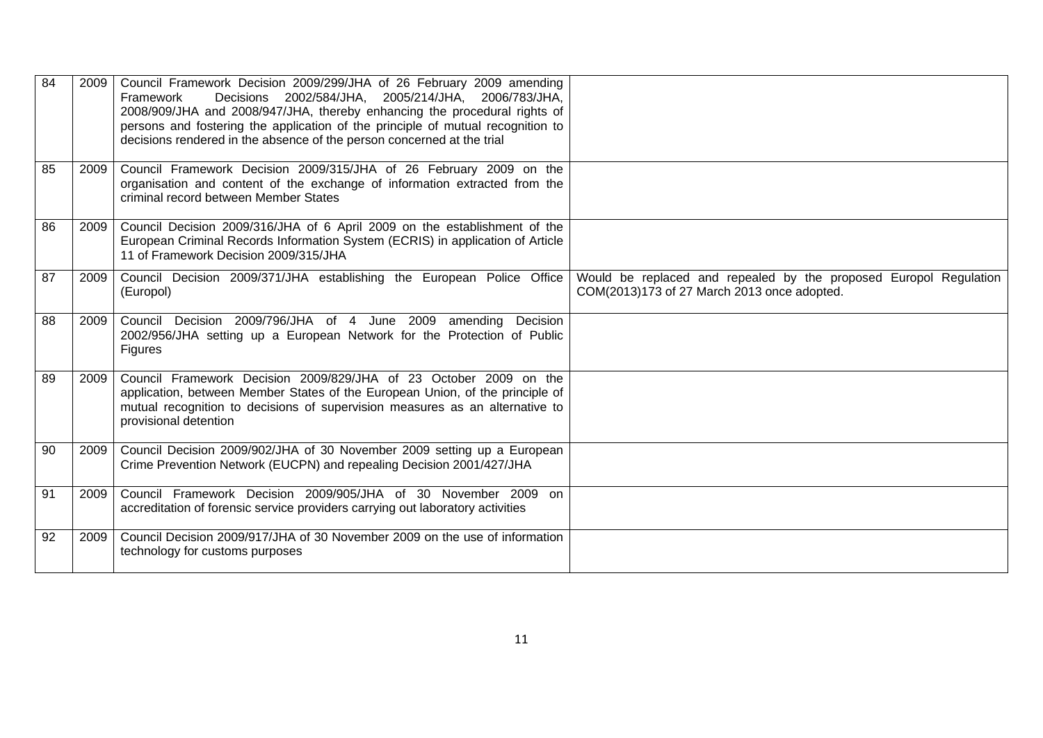| | | | |
|---|---|---|---|
| 84 | 2009 | Council Framework Decision 2009/299/JHA of 26 February 2009 amending Framework Decisions 2002/584/JHA, 2005/214/JHA, 2006/783/JHA, 2008/909/JHA and 2008/947/JHA, thereby enhancing the procedural rights of persons and fostering the application of the principle of mutual recognition to decisions rendered in the absence of the person concerned at the trial | |
| 85 | 2009 | Council Framework Decision 2009/315/JHA of 26 February 2009 on the organisation and content of the exchange of information extracted from the criminal record between Member States | |
| 86 | 2009 | Council Decision 2009/316/JHA of 6 April 2009 on the establishment of the European Criminal Records Information System (ECRIS) in application of Article 11 of Framework Decision 2009/315/JHA | |
| 87 | 2009 | Council Decision 2009/371/JHA establishing the European Police Office (Europol) | Would be replaced and repealed by the proposed Europol Regulation COM(2013)173 of 27 March 2013 once adopted. |
| 88 | 2009 | Council Decision 2009/796/JHA of 4 June 2009 amending Decision 2002/956/JHA setting up a European Network for the Protection of Public Figures | |
| 89 | 2009 | Council Framework Decision 2009/829/JHA of 23 October 2009 on the application, between Member States of the European Union, of the principle of mutual recognition to decisions of supervision measures as an alternative to provisional detention | |
| 90 | 2009 | Council Decision 2009/902/JHA of 30 November 2009 setting up a European Crime Prevention Network (EUCPN) and repealing Decision 2001/427/JHA | |
| 91 | 2009 | Council Framework Decision 2009/905/JHA of 30 November 2009 on accreditation of forensic service providers carrying out laboratory activities | |
| 92 | 2009 | Council Decision 2009/917/JHA of 30 November 2009 on the use of information technology for customs purposes | |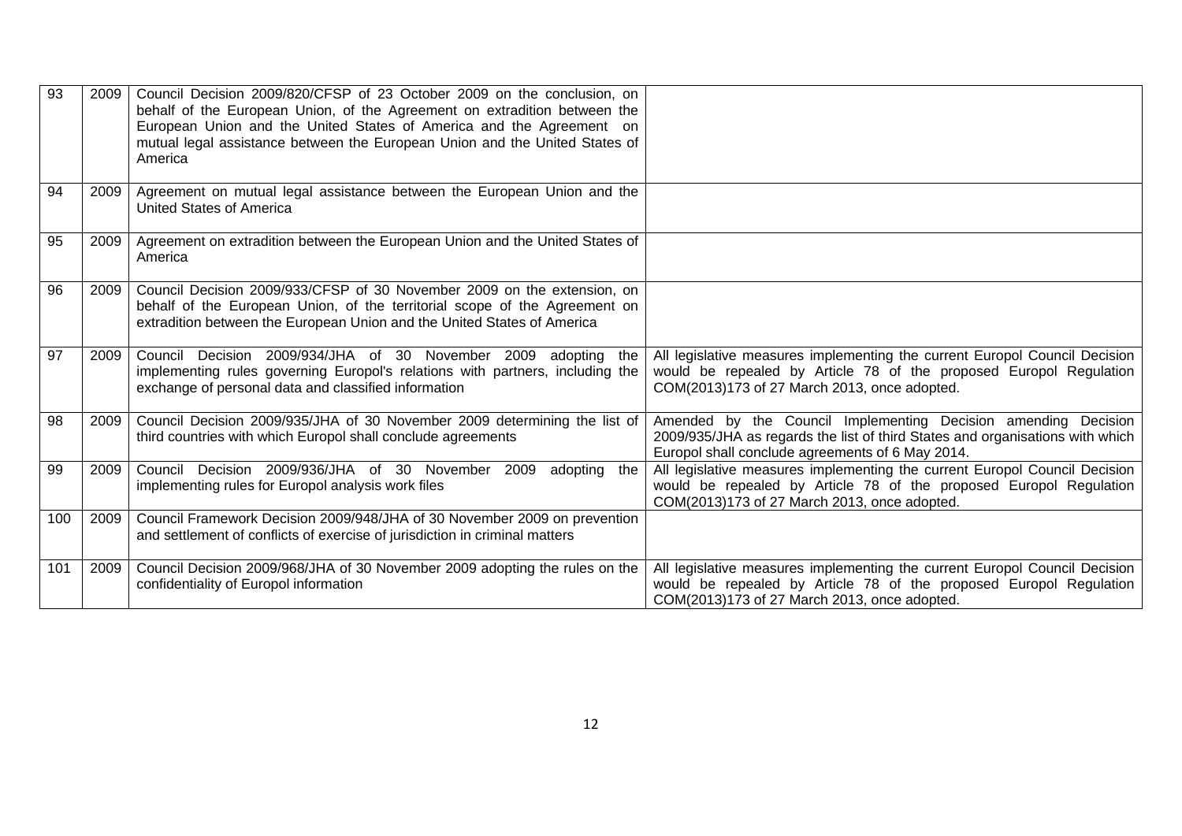| | | | |
|---|---|---|---|
| 93 | 2009 | Council Decision 2009/820/CFSP of 23 October 2009 on the conclusion, on behalf of the European Union, of the Agreement on extradition between the European Union and the United States of America and the Agreement on mutual legal assistance between the European Union and the United States of America | |
| 94 | 2009 | Agreement on mutual legal assistance between the European Union and the United States of America | |
| 95 | 2009 | Agreement on extradition between the European Union and the United States of America | |
| 96 | 2009 | Council Decision 2009/933/CFSP of 30 November 2009 on the extension, on behalf of the European Union, of the territorial scope of the Agreement on extradition between the European Union and the United States of America | |
| 97 | 2009 | Council Decision 2009/934/JHA of 30 November 2009 adopting the implementing rules governing Europol's relations with partners, including the exchange of personal data and classified information | All legislative measures implementing the current Europol Council Decision would be repealed by Article 78 of the proposed Europol Regulation COM(2013)173 of 27 March 2013, once adopted. |
| 98 | 2009 | Council Decision 2009/935/JHA of 30 November 2009 determining the list of third countries with which Europol shall conclude agreements | Amended by the Council Implementing Decision amending Decision 2009/935/JHA as regards the list of third States and organisations with which Europol shall conclude agreements of 6 May 2014. |
| 99 | 2009 | Council Decision 2009/936/JHA of 30 November 2009 adopting the implementing rules for Europol analysis work files | All legislative measures implementing the current Europol Council Decision would be repealed by Article 78 of the proposed Europol Regulation COM(2013)173 of 27 March 2013, once adopted. |
| 100 | 2009 | Council Framework Decision 2009/948/JHA of 30 November 2009 on prevention and settlement of conflicts of exercise of jurisdiction in criminal matters | |
| 101 | 2009 | Council Decision 2009/968/JHA of 30 November 2009 adopting the rules on the confidentiality of Europol information | All legislative measures implementing the current Europol Council Decision would be repealed by Article 78 of the proposed Europol Regulation COM(2013)173 of 27 March 2013, once adopted. |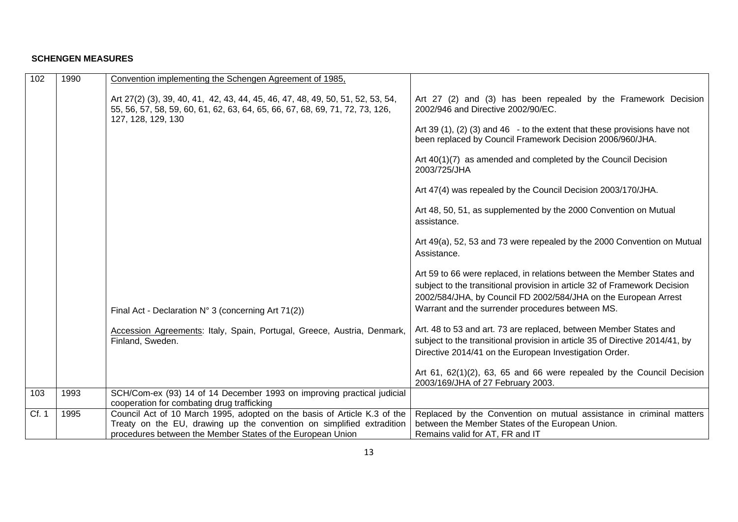**SCHENGEN MEASURES**

| | | | |
|---|---|---|---|
| 102 | 1990 | Convention implementing the Schengen Agreement of 1985,<br><br>Art 27(2) (3), 39, 40, 41, 42, 43, 44, 45, 46, 47, 48, 49, 50, 51, 52, 53, 54, 55, 56, 57, 58, 59, 60, 61, 62, 63, 64, 65, 66, 67, 68, 69, 71, 72, 73, 126, 127, 128, 129, 130<br><br>Final Act - Declaration N° 3 (concerning Art 71(2))<br><br>Accession Agreements: Italy, Spain, Portugal, Greece, Austria, Denmark, Finland, Sweden. | Art 27 (2) and (3) has been repealed by the Framework Decision 2002/946 and Directive 2002/90/EC.<br><br>Art 39 (1), (2) (3) and 46 - to the extent that these provisions have not been replaced by Council Framework Decision 2006/960/JHA.<br><br>Art 40(1)(7) as amended and completed by the Council Decision 2003/725/JHA<br><br>Art 47(4) was repealed by the Council Decision 2003/170/JHA.<br><br>Art 48, 50, 51, as supplemented by the 2000 Convention on Mutual assistance.<br><br>Art 49(a), 52, 53 and 73 were repealed by the 2000 Convention on Mutual Assistance.<br><br>Art 59 to 66 were replaced, in relations between the Member States and subject to the transitional provision in article 32 of Framework Decision 2002/584/JHA, by Council FD 2002/584/JHA on the European Arrest Warrant and the surrender procedures between MS.<br><br>Art. 48 to 53 and art. 73 are replaced, between Member States and subject to the transitional provision in article 35 of Directive 2014/41, by Directive 2014/41 on the European Investigation Order.<br><br>Art 61, 62(1)(2), 63, 65 and 66 were repealed by the Council Decision 2003/169/JHA of 27 February 2003. |
| 103 | 1993 | SCH/Com-ex (93) 14 of 14 December 1993 on improving practical judicial cooperation for combating drug trafficking | |
| Cf. 1 | 1995 | Council Act of 10 March 1995, adopted on the basis of Article K.3 of the Treaty on the EU, drawing up the convention on simplified extradition procedures between the Member States of the European Union | Replaced by the Convention on mutual assistance in criminal matters between the Member States of the European Union.<br>Remains valid for AT, FR and IT |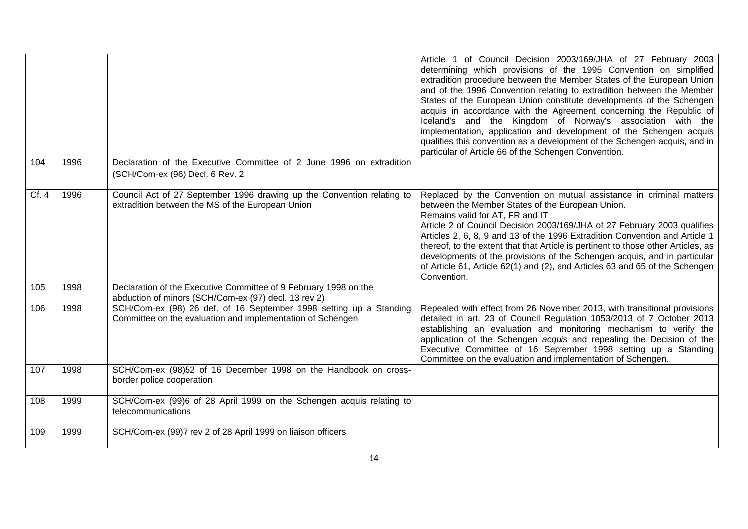| | | | |
|---|---|---|---|
| | | | Article 1 of Council Decision 2003/169/JHA of 27 February 2003 determining which provisions of the 1995 Convention on simplified extradition procedure between the Member States of the European Union and of the 1996 Convention relating to extradition between the Member States of the European Union constitute developments of the Schengen acquis in accordance with the Agreement concerning the Republic of Iceland's and the Kingdom of Norway's association with the implementation, application and development of the Schengen acquis qualifies this convention as a development of the Schengen acquis, and in particular of Article 66 of the Schengen Convention. |
| 104 | 1996 | Declaration of the Executive Committee of 2 June 1996 on extradition (SCH/Com-ex (96) Decl. 6 Rev. 2 | |
| Cf. 4 | 1996 | Council Act of 27 September 1996 drawing up the Convention relating to extradition between the MS of the European Union | Replaced by the Convention on mutual assistance in criminal matters between the Member States of the European Union.<br>Remains valid for AT, FR and IT<br>Article 2 of Council Decision 2003/169/JHA of 27 February 2003 qualifies Articles 2, 6, 8, 9 and 13 of the 1996 Extradition Convention and Article 1 thereof, to the extent that that Article is pertinent to those other Articles, as developments of the provisions of the Schengen acquis, and in particular of Article 61, Article 62(1) and (2), and Articles 63 and 65 of the Schengen Convention. |
| 105 | 1998 | Declaration of the Executive Committee of 9 February 1998 on the abduction of minors (SCH/Com-ex (97) decl. 13 rev 2) | |
| 106 | 1998 | SCH/Com-ex (98) 26 def. of 16 September 1998 setting up a Standing Committee on the evaluation and implementation of Schengen | Repealed with effect from 26 November 2013, with transitional provisions detailed in art. 23 of Council Regulation 1053/2013 of 7 October 2013 establishing an evaluation and monitoring mechanism to verify the application of the Schengen *acquis* and repealing the Decision of the Executive Committee of 16 September 1998 setting up a Standing Committee on the evaluation and implementation of Schengen. |
| 107 | 1998 | SCH/Com-ex (98)52 of 16 December 1998 on the Handbook on cross-border police cooperation | |
| 108 | 1999 | SCH/Com-ex (99)6 of 28 April 1999 on the Schengen acquis relating to telecommunications | |
| 109 | 1999 | SCH/Com-ex (99)7 rev 2 of 28 April 1999 on liaison officers | |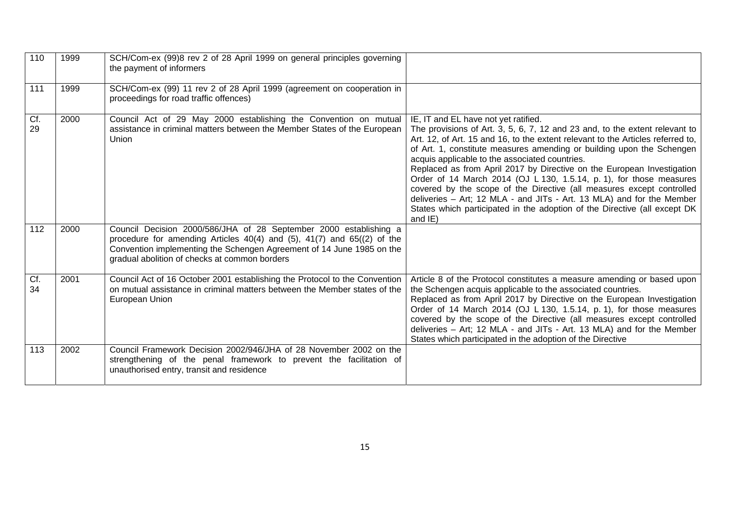| 110 | 1999 | SCH/Com-ex (99)8 rev 2 of 28 April 1999 on general principles governing the payment of informers | |
|---|---|---|---|
| 111 | 1999 | SCH/Com-ex (99) 11 rev 2 of 28 April 1999 (agreement on cooperation in proceedings for road traffic offences) | |
| Cf. 29 | 2000 | Council Act of 29 May 2000 establishing the Convention on mutual assistance in criminal matters between the Member States of the European Union | IE, IT and EL have not yet ratified.<br>The provisions of Art. 3, 5, 6, 7, 12 and 23 and, to the extent relevant to Art. 12, of Art. 15 and 16, to the extent relevant to the Articles referred to, of Art. 1, constitute measures amending or building upon the Schengen acquis applicable to the associated countries.<br>Replaced as from April 2017 by Directive on the European Investigation Order of 14 March 2014 (OJ L 130, 1.5.14, p. 1), for those measures covered by the scope of the Directive (all measures except controlled deliveries – Art; 12 MLA - and JITs - Art. 13 MLA) and for the Member States which participated in the adoption of the Directive (all except DK and IE) |
| 112 | 2000 | Council Decision 2000/586/JHA of 28 September 2000 establishing a procedure for amending Articles 40(4) and (5), 41(7) and 65((2) of the Convention implementing the Schengen Agreement of 14 June 1985 on the gradual abolition of checks at common borders | |
| Cf. 34 | 2001 | Council Act of 16 October 2001 establishing the Protocol to the Convention on mutual assistance in criminal matters between the Member states of the European Union | Article 8 of the Protocol constitutes a measure amending or based upon the Schengen acquis applicable to the associated countries.<br>Replaced as from April 2017 by Directive on the European Investigation Order of 14 March 2014 (OJ L 130, 1.5.14, p. 1), for those measures covered by the scope of the Directive (all measures except controlled deliveries – Art; 12 MLA - and JITs - Art. 13 MLA) and for the Member States which participated in the adoption of the Directive |
| 113 | 2002 | Council Framework Decision 2002/946/JHA of 28 November 2002 on the strengthening of the penal framework to prevent the facilitation of unauthorised entry, transit and residence | |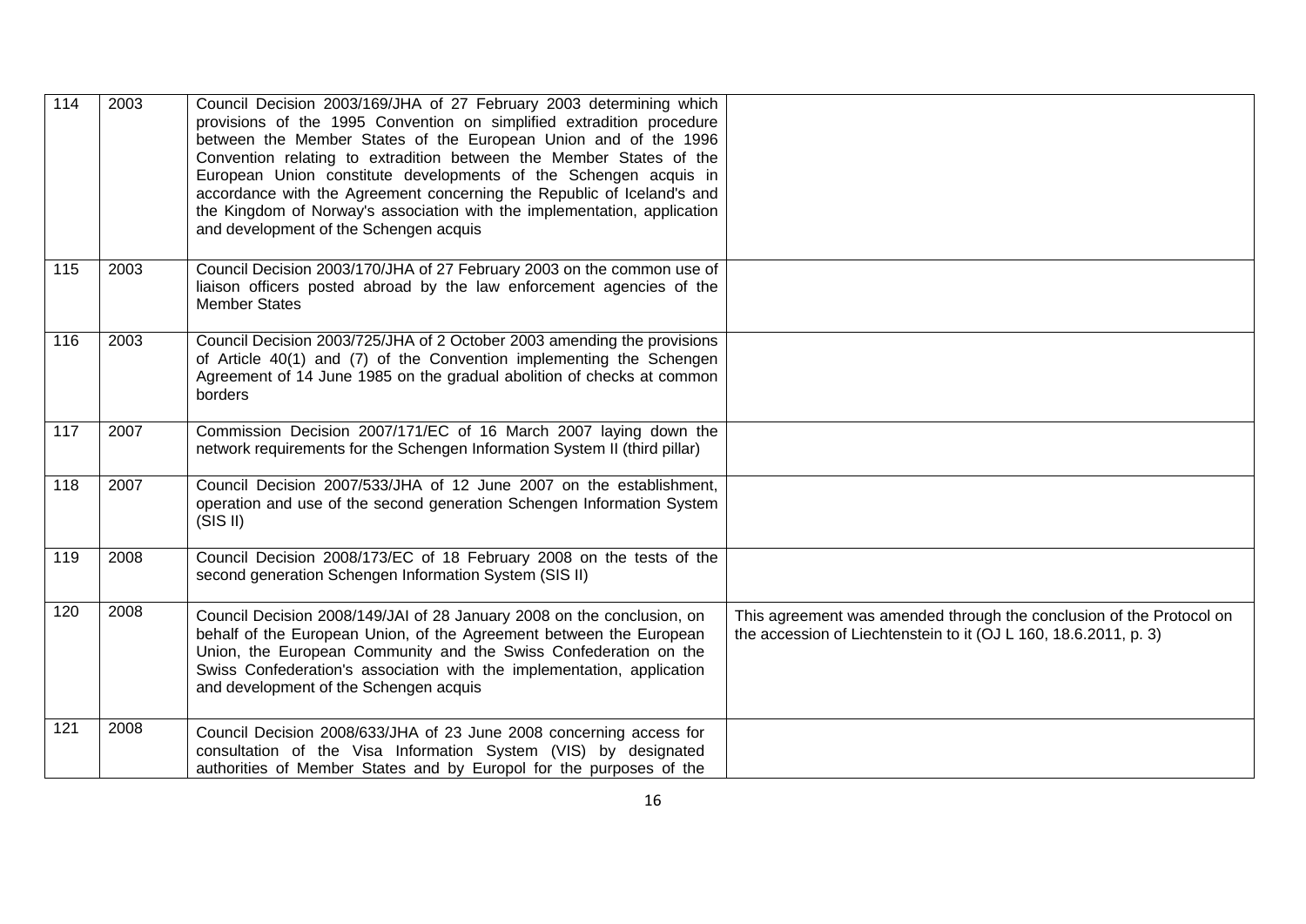| | | | |
|---|---|---|---|
| 114 | 2003 | Council Decision 2003/169/JHA of 27 February 2003 determining which provisions of the 1995 Convention on simplified extradition procedure between the Member States of the European Union and of the 1996 Convention relating to extradition between the Member States of the European Union constitute developments of the Schengen acquis in accordance with the Agreement concerning the Republic of Iceland's and the Kingdom of Norway's association with the implementation, application and development of the Schengen acquis | |
| 115 | 2003 | Council Decision 2003/170/JHA of 27 February 2003 on the common use of liaison officers posted abroad by the law enforcement agencies of the Member States | |
| 116 | 2003 | Council Decision 2003/725/JHA of 2 October 2003 amending the provisions of Article 40(1) and (7) of the Convention implementing the Schengen Agreement of 14 June 1985 on the gradual abolition of checks at common borders | |
| 117 | 2007 | Commission Decision 2007/171/EC of 16 March 2007 laying down the network requirements for the Schengen Information System II (third pillar) | |
| 118 | 2007 | Council Decision 2007/533/JHA of 12 June 2007 on the establishment, operation and use of the second generation Schengen Information System (SIS II) | |
| 119 | 2008 | Council Decision 2008/173/EC of 18 February 2008 on the tests of the second generation Schengen Information System (SIS II) | |
| 120 | 2008 | Council Decision 2008/149/JAI of 28 January 2008 on the conclusion, on behalf of the European Union, of the Agreement between the European Union, the European Community and the Swiss Confederation on the Swiss Confederation's association with the implementation, application and development of the Schengen acquis | This agreement was amended through the conclusion of the Protocol on the accession of Liechtenstein to it (OJ L 160, 18.6.2011, p. 3) |
| 121 | 2008 | Council Decision 2008/633/JHA of 23 June 2008 concerning access for consultation of the Visa Information System (VIS) by designated authorities of Member States and by Europol for the purposes of the | |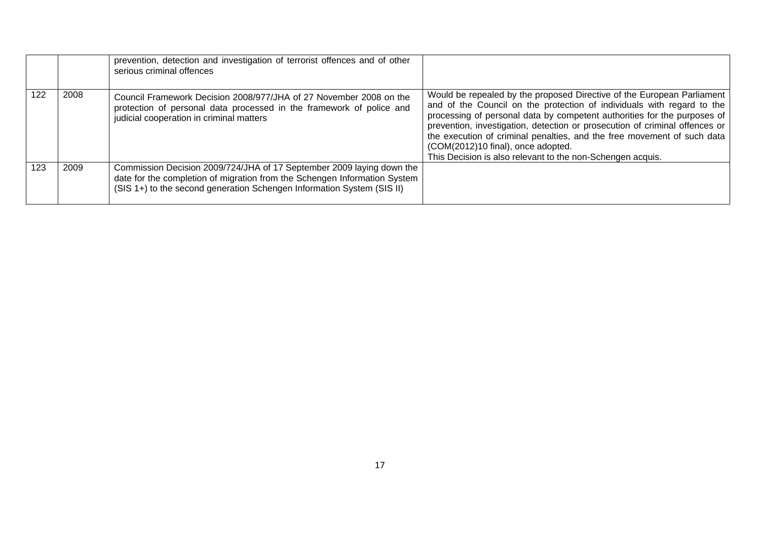| | | | |
|---|---|---|---|
| | | prevention, detection and investigation of terrorist offences and of other serious criminal offences | |
| 122 | 2008 | Council Framework Decision 2008/977/JHA of 27 November 2008 on the protection of personal data processed in the framework of police and judicial cooperation in criminal matters | Would be repealed by the proposed Directive of the European Parliament and of the Council on the protection of individuals with regard to the processing of personal data by competent authorities for the purposes of prevention, investigation, detection or prosecution of criminal offences or the execution of criminal penalties, and the free movement of such data (COM(2012)10 final), once adopted.<br>This Decision is also relevant to the non-Schengen acquis. |
| 123 | 2009 | Commission Decision 2009/724/JHA of 17 September 2009 laying down the date for the completion of migration from the Schengen Information System (SIS 1+) to the second generation Schengen Information System (SIS II) | |